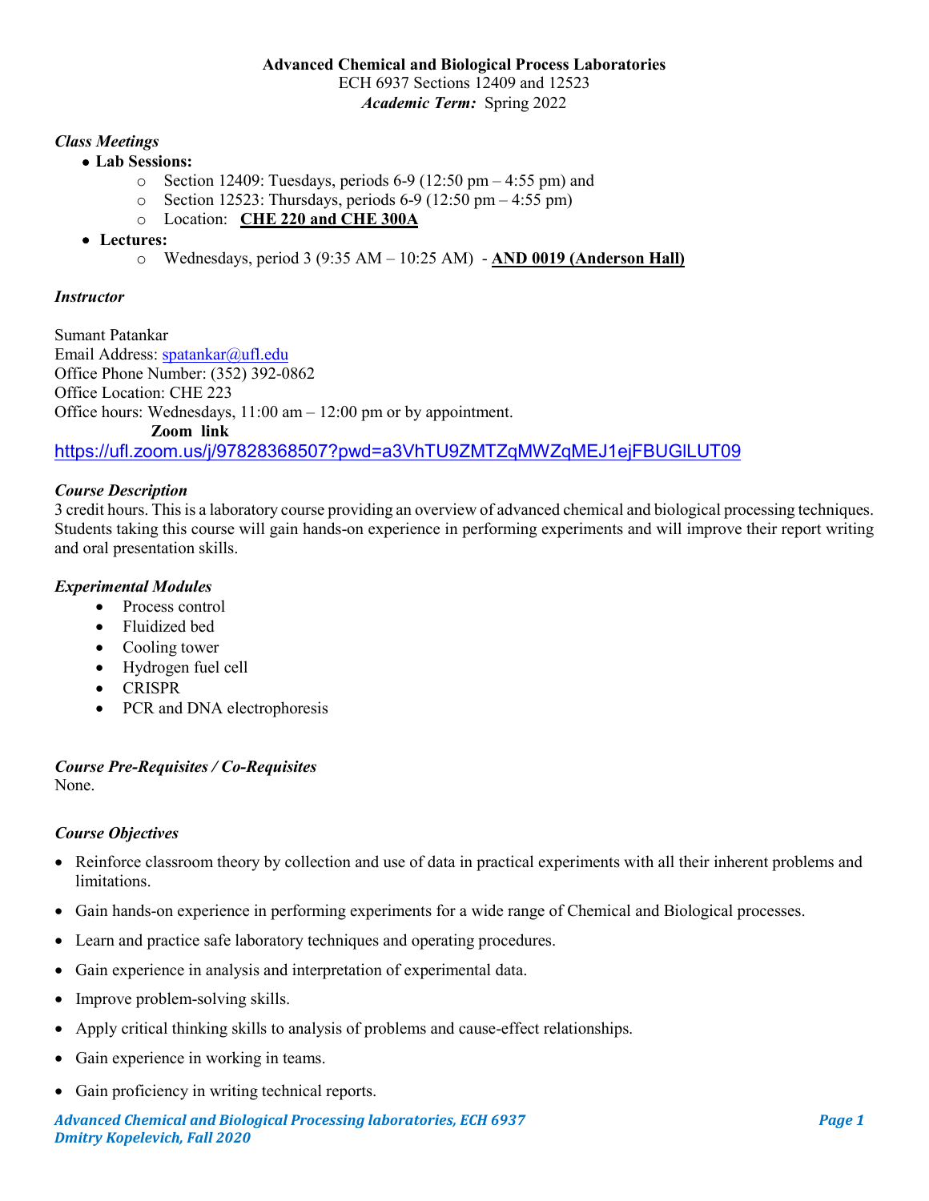# Advanced Chemical and Biological Process Laboratories

ECH 6937 Sections 12409 and 12523

***Academic Term:*** Spring 2022

### *Class Meetings*

- **Lab Sessions:**
  - Section 12409: Tuesdays, periods 6-9 (12:50 pm – 4:55 pm) and
  - Section 12523: Thursdays, periods 6-9 (12:50 pm – 4:55 pm)
  - Location: **CHE 220 and CHE 300A**
- **Lectures:**
  - Wednesdays, period 3 (9:35 AM – 10:25 AM) - **AND 0019 (Anderson Hall)**

### *Instructor*

Sumant Patankar
Email Address: spatankar@ufl.edu
Office Phone Number: (352) 392-0862
Office Location: CHE 223
Office hours: Wednesdays, 11:00 am – 12:00 pm or by appointment.

**Zoom link**

https://ufl.zoom.us/j/97828368507?pwd=a3VhTU9ZMTZqMWZqMEJ1ejFBUGlLUT09

### *Course Description*

3 credit hours. This is a laboratory course providing an overview of advanced chemical and biological processing techniques. Students taking this course will gain hands-on experience in performing experiments and will improve their report writing and oral presentation skills.

### *Experimental Modules*

- Process control
- Fluidized bed
- Cooling tower
- Hydrogen fuel cell
- CRISPR
- PCR and DNA electrophoresis

### *Course Pre-Requisites / Co-Requisites*

None.

### *Course Objectives*

- Reinforce classroom theory by collection and use of data in practical experiments with all their inherent problems and limitations.
- Gain hands-on experience in performing experiments for a wide range of Chemical and Biological processes.
- Learn and practice safe laboratory techniques and operating procedures.
- Gain experience in analysis and interpretation of experimental data.
- Improve problem-solving skills.
- Apply critical thinking skills to analysis of problems and cause-effect relationships.
- Gain experience in working in teams.
- Gain proficiency in writing technical reports.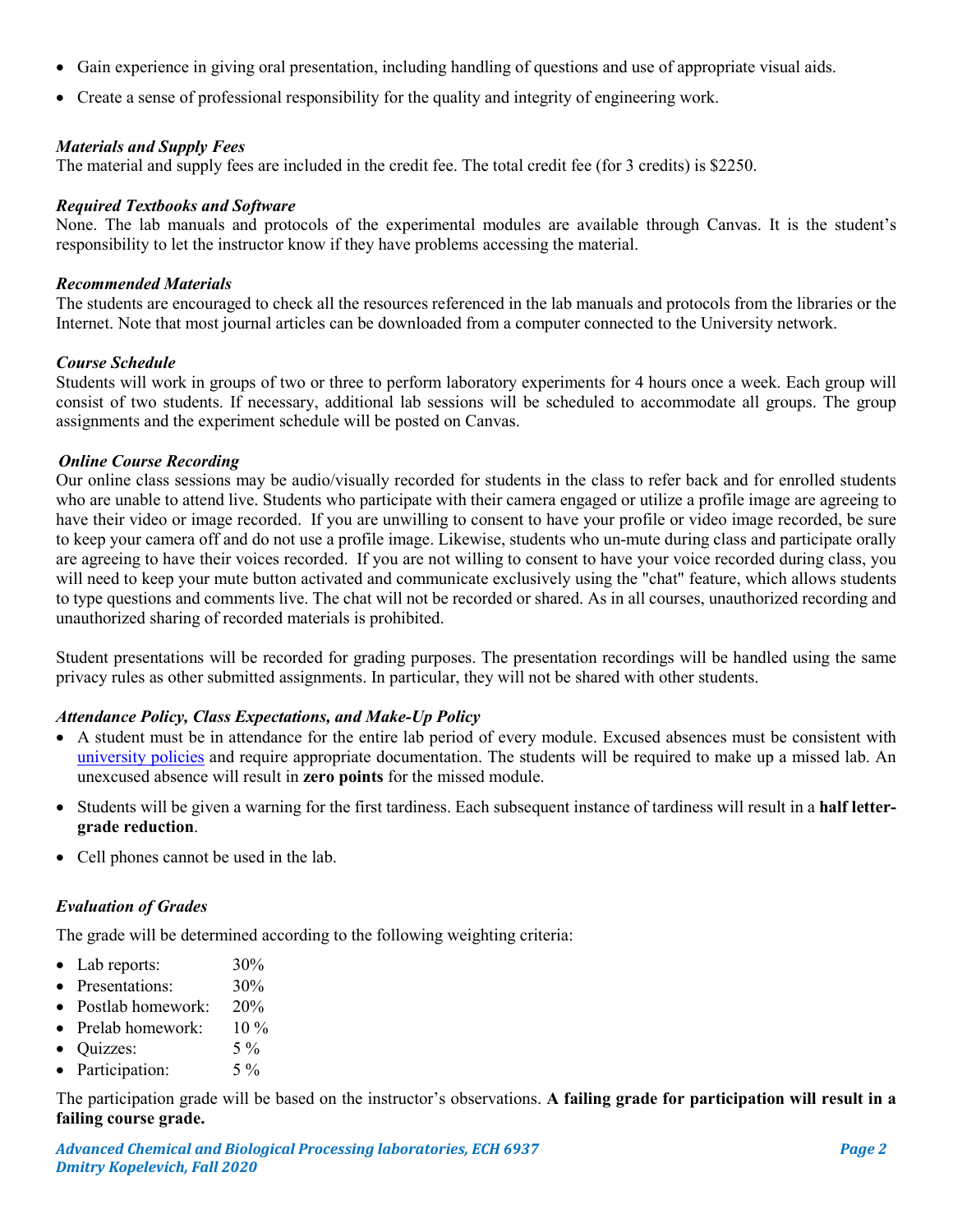- Gain experience in giving oral presentation, including handling of questions and use of appropriate visual aids.
- Create a sense of professional responsibility for the quality and integrity of engineering work.

### *Materials and Supply Fees*

The material and supply fees are included in the credit fee. The total credit fee (for 3 credits) is $2250.

### *Required Textbooks and Software*

None. The lab manuals and protocols of the experimental modules are available through Canvas. It is the student's responsibility to let the instructor know if they have problems accessing the material.

### *Recommended Materials*

The students are encouraged to check all the resources referenced in the lab manuals and protocols from the libraries or the Internet. Note that most journal articles can be downloaded from a computer connected to the University network.

### *Course Schedule*

Students will work in groups of two or three to perform laboratory experiments for 4 hours once a week. Each group will consist of two students. If necessary, additional lab sessions will be scheduled to accommodate all groups. The group assignments and the experiment schedule will be posted on Canvas.

### *Online Course Recording*

Our online class sessions may be audio/visually recorded for students in the class to refer back and for enrolled students who are unable to attend live. Students who participate with their camera engaged or utilize a profile image are agreeing to have their video or image recorded. If you are unwilling to consent to have your profile or video image recorded, be sure to keep your camera off and do not use a profile image. Likewise, students who un-mute during class and participate orally are agreeing to have their voices recorded. If you are not willing to consent to have your voice recorded during class, you will need to keep your mute button activated and communicate exclusively using the "chat" feature, which allows students to type questions and comments live. The chat will not be recorded or shared. As in all courses, unauthorized recording and unauthorized sharing of recorded materials is prohibited.

Student presentations will be recorded for grading purposes. The presentation recordings will be handled using the same privacy rules as other submitted assignments. In particular, they will not be shared with other students.

### *Attendance Policy, Class Expectations, and Make-Up Policy*

- A student must be in attendance for the entire lab period of every module. Excused absences must be consistent with university policies and require appropriate documentation. The students will be required to make up a missed lab. An unexcused absence will result in **zero points** for the missed module.
- Students will be given a warning for the first tardiness. Each subsequent instance of tardiness will result in a **half letter-grade reduction**.
- Cell phones cannot be used in the lab.

### *Evaluation of Grades*

The grade will be determined according to the following weighting criteria:

- Lab reports: 30%
- Presentations: 30%
- Postlab homework: 20%
- Prelab homework: 10 %
- Quizzes: 5 %
- Participation: 5 %

The participation grade will be based on the instructor's observations. **A failing grade for participation will result in a failing course grade.**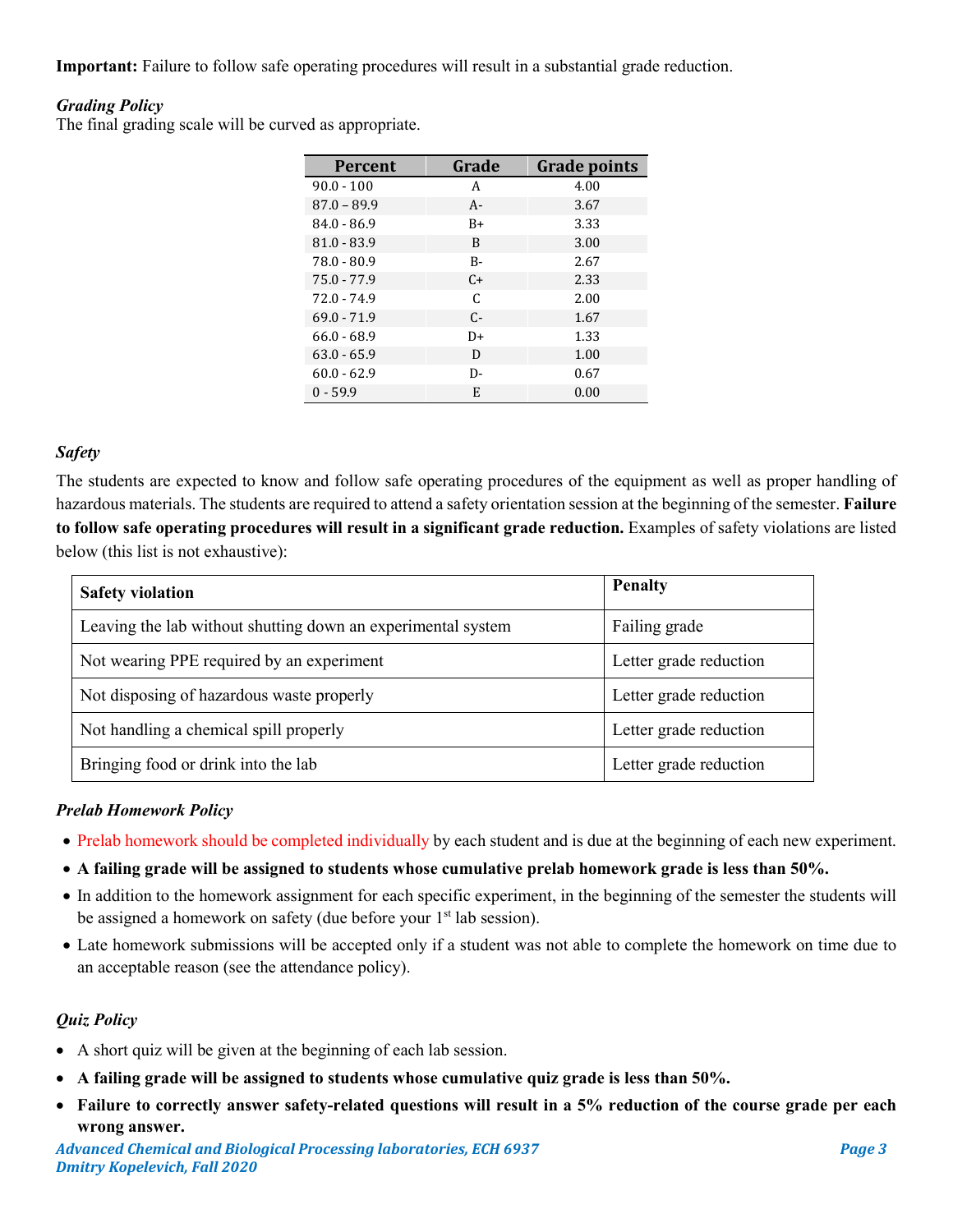**Important:** Failure to follow safe operating procedures will result in a substantial grade reduction.

***Grading Policy***

The final grading scale will be curved as appropriate.

| Percent | Grade | Grade points |
|---|---|---|
| 90.0 - 100 | A | 4.00 |
| 87.0 – 89.9 | A- | 3.67 |
| 84.0 - 86.9 | B+ | 3.33 |
| 81.0 - 83.9 | B | 3.00 |
| 78.0 - 80.9 | B- | 2.67 |
| 75.0 - 77.9 | C+ | 2.33 |
| 72.0 - 74.9 | C | 2.00 |
| 69.0 - 71.9 | C- | 1.67 |
| 66.0 - 68.9 | D+ | 1.33 |
| 63.0 - 65.9 | D | 1.00 |
| 60.0 - 62.9 | D- | 0.67 |
| 0 - 59.9 | E | 0.00 |

***Safety***

The students are expected to know and follow safe operating procedures of the equipment as well as proper handling of hazardous materials. The students are required to attend a safety orientation session at the beginning of the semester. **Failure to follow safe operating procedures will result in a significant grade reduction.** Examples of safety violations are listed below (this list is not exhaustive):

| Safety violation | Penalty |
|---|---|
| Leaving the lab without shutting down an experimental system | Failing grade |
| Not wearing PPE required by an experiment | Letter grade reduction |
| Not disposing of hazardous waste properly | Letter grade reduction |
| Not handling a chemical spill properly | Letter grade reduction |
| Bringing food or drink into the lab | Letter grade reduction |

***Prelab Homework Policy***

- Prelab homework should be completed individually by each student and is due at the beginning of each new experiment.
- **A failing grade will be assigned to students whose cumulative prelab homework grade is less than 50%.**
- In addition to the homework assignment for each specific experiment, in the beginning of the semester the students will be assigned a homework on safety (due before your 1st lab session).
- Late homework submissions will be accepted only if a student was not able to complete the homework on time due to an acceptable reason (see the attendance policy).

***Quiz Policy***

- A short quiz will be given at the beginning of each lab session.
- **A failing grade will be assigned to students whose cumulative quiz grade is less than 50%.**
- **Failure to correctly answer safety-related questions will result in a 5% reduction of the course grade per each wrong answer.**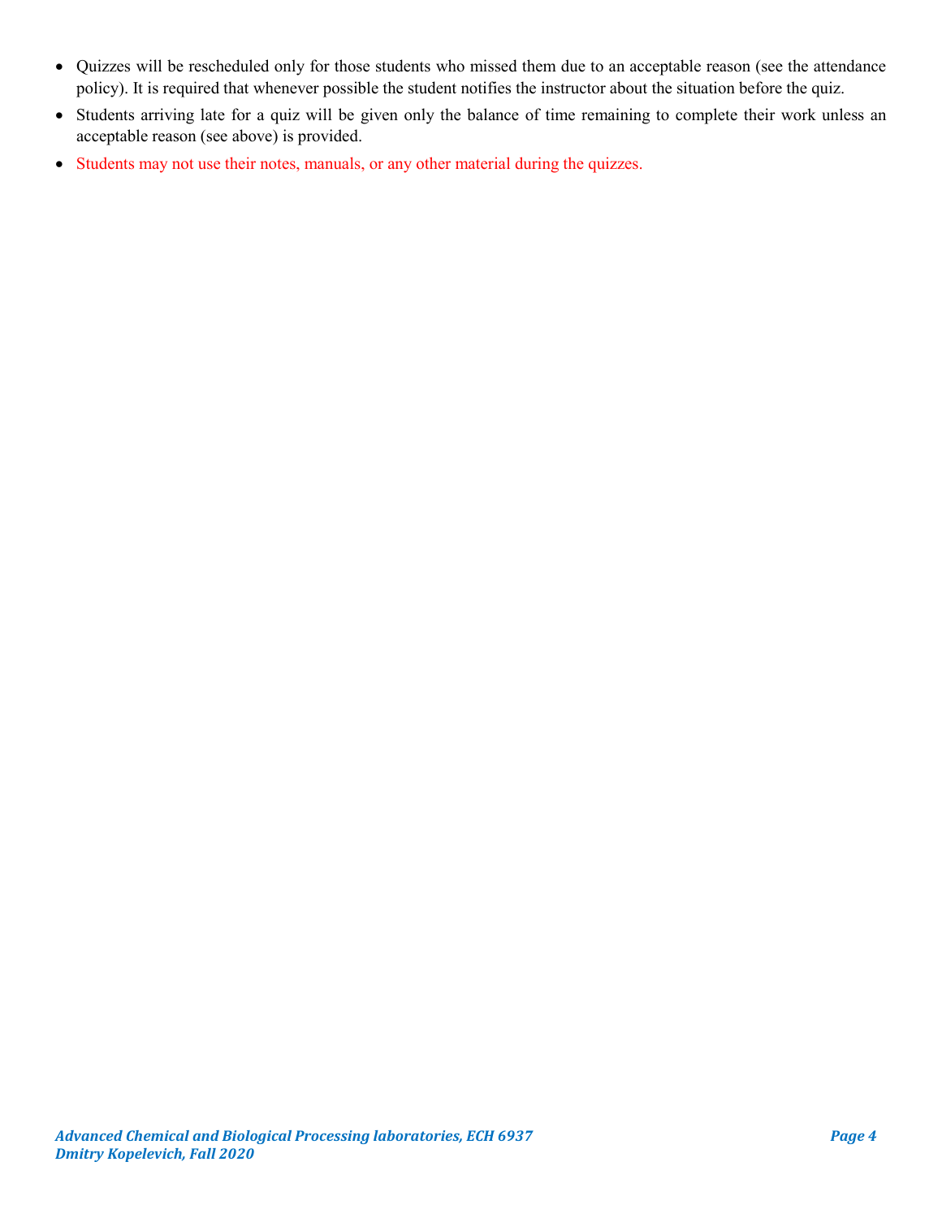- Quizzes will be rescheduled only for those students who missed them due to an acceptable reason (see the attendance policy). It is required that whenever possible the student notifies the instructor about the situation before the quiz.
- Students arriving late for a quiz will be given only the balance of time remaining to complete their work unless an acceptable reason (see above) is provided.
- Students may not use their notes, manuals, or any other material during the quizzes.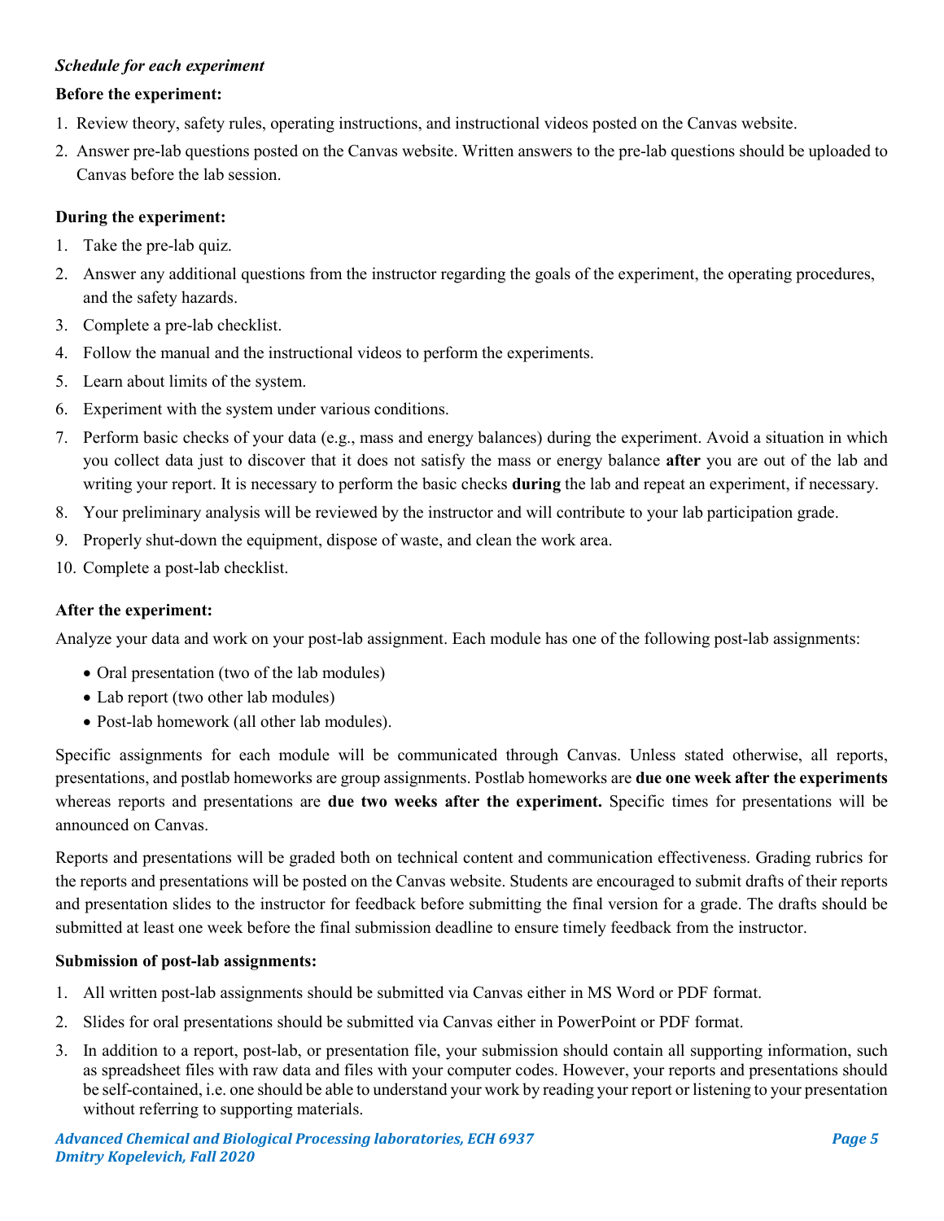***Schedule for each experiment***

**Before the experiment:**

1. Review theory, safety rules, operating instructions, and instructional videos posted on the Canvas website.
2. Answer pre-lab questions posted on the Canvas website. Written answers to the pre-lab questions should be uploaded to Canvas before the lab session.

**During the experiment:**

1. Take the pre-lab quiz.
2. Answer any additional questions from the instructor regarding the goals of the experiment, the operating procedures, and the safety hazards.
3. Complete a pre-lab checklist.
4. Follow the manual and the instructional videos to perform the experiments.
5. Learn about limits of the system.
6. Experiment with the system under various conditions.
7. Perform basic checks of your data (e.g., mass and energy balances) during the experiment. Avoid a situation in which you collect data just to discover that it does not satisfy the mass or energy balance **after** you are out of the lab and writing your report. It is necessary to perform the basic checks **during** the lab and repeat an experiment, if necessary.
8. Your preliminary analysis will be reviewed by the instructor and will contribute to your lab participation grade.
9. Properly shut-down the equipment, dispose of waste, and clean the work area.
10. Complete a post-lab checklist.

**After the experiment:**

Analyze your data and work on your post-lab assignment. Each module has one of the following post-lab assignments:

- Oral presentation (two of the lab modules)
- Lab report (two other lab modules)
- Post-lab homework (all other lab modules).

Specific assignments for each module will be communicated through Canvas. Unless stated otherwise, all reports, presentations, and postlab homeworks are group assignments. Postlab homeworks are **due one week after the experiments** whereas reports and presentations are **due two weeks after the experiment.** Specific times for presentations will be announced on Canvas.

Reports and presentations will be graded both on technical content and communication effectiveness. Grading rubrics for the reports and presentations will be posted on the Canvas website. Students are encouraged to submit drafts of their reports and presentation slides to the instructor for feedback before submitting the final version for a grade. The drafts should be submitted at least one week before the final submission deadline to ensure timely feedback from the instructor.

**Submission of post-lab assignments:**

1. All written post-lab assignments should be submitted via Canvas either in MS Word or PDF format.
2. Slides for oral presentations should be submitted via Canvas either in PowerPoint or PDF format.
3. In addition to a report, post-lab, or presentation file, your submission should contain all supporting information, such as spreadsheet files with raw data and files with your computer codes. However, your reports and presentations should be self-contained, i.e. one should be able to understand your work by reading your report or listening to your presentation without referring to supporting materials.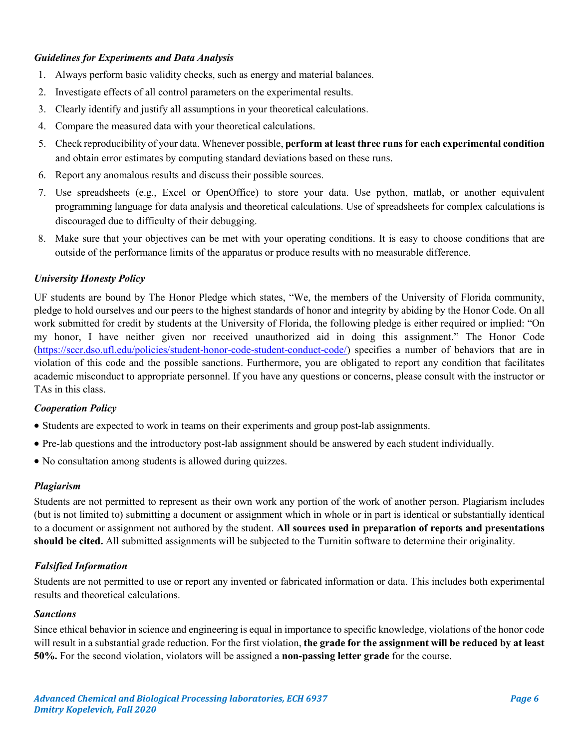### *Guidelines for Experiments and Data Analysis*

1. Always perform basic validity checks, such as energy and material balances.
2. Investigate effects of all control parameters on the experimental results.
3. Clearly identify and justify all assumptions in your theoretical calculations.
4. Compare the measured data with your theoretical calculations.
5. Check reproducibility of your data. Whenever possible, **perform at least three runs for each experimental condition** and obtain error estimates by computing standard deviations based on these runs.
6. Report any anomalous results and discuss their possible sources.
7. Use spreadsheets (e.g., Excel or OpenOffice) to store your data. Use python, matlab, or another equivalent programming language for data analysis and theoretical calculations. Use of spreadsheets for complex calculations is discouraged due to difficulty of their debugging.
8. Make sure that your objectives can be met with your operating conditions. It is easy to choose conditions that are outside of the performance limits of the apparatus or produce results with no measurable difference.

### *University Honesty Policy*

UF students are bound by The Honor Pledge which states, "We, the members of the University of Florida community, pledge to hold ourselves and our peers to the highest standards of honor and integrity by abiding by the Honor Code. On all work submitted for credit by students at the University of Florida, the following pledge is either required or implied: "On my honor, I have neither given nor received unauthorized aid in doing this assignment." The Honor Code (https://sccr.dso.ufl.edu/policies/student-honor-code-student-conduct-code/) specifies a number of behaviors that are in violation of this code and the possible sanctions. Furthermore, you are obligated to report any condition that facilitates academic misconduct to appropriate personnel. If you have any questions or concerns, please consult with the instructor or TAs in this class.

### *Cooperation Policy*

- Students are expected to work in teams on their experiments and group post-lab assignments.
- Pre-lab questions and the introductory post-lab assignment should be answered by each student individually.
- No consultation among students is allowed during quizzes.

### *Plagiarism*

Students are not permitted to represent as their own work any portion of the work of another person. Plagiarism includes (but is not limited to) submitting a document or assignment which in whole or in part is identical or substantially identical to a document or assignment not authored by the student. **All sources used in preparation of reports and presentations should be cited.** All submitted assignments will be subjected to the Turnitin software to determine their originality.

### *Falsified Information*

Students are not permitted to use or report any invented or fabricated information or data. This includes both experimental results and theoretical calculations.

### *Sanctions*

Since ethical behavior in science and engineering is equal in importance to specific knowledge, violations of the honor code will result in a substantial grade reduction. For the first violation, **the grade for the assignment will be reduced by at least 50%.** For the second violation, violators will be assigned a **non-passing letter grade** for the course.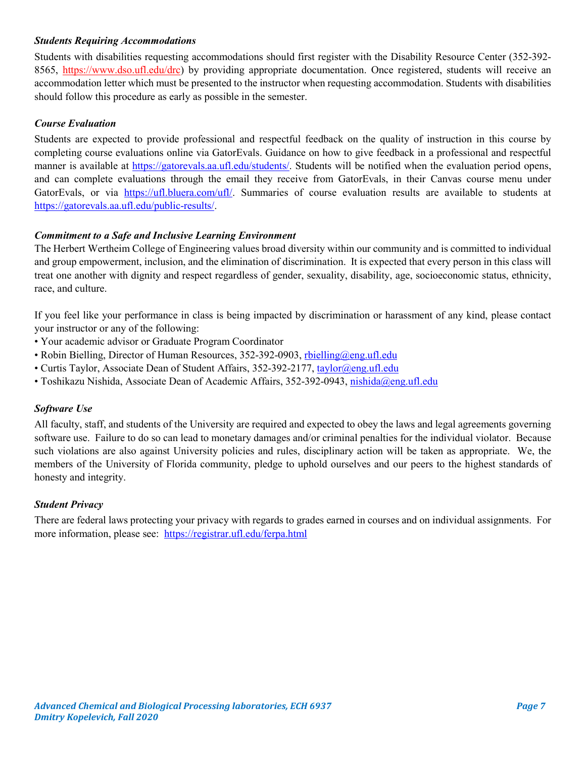### *Students Requiring Accommodations*

Students with disabilities requesting accommodations should first register with the Disability Resource Center (352-392-8565, https://www.dso.ufl.edu/drc) by providing appropriate documentation. Once registered, students will receive an accommodation letter which must be presented to the instructor when requesting accommodation. Students with disabilities should follow this procedure as early as possible in the semester.

### *Course Evaluation*

Students are expected to provide professional and respectful feedback on the quality of instruction in this course by completing course evaluations online via GatorEvals. Guidance on how to give feedback in a professional and respectful manner is available at https://gatorevals.aa.ufl.edu/students/. Students will be notified when the evaluation period opens, and can complete evaluations through the email they receive from GatorEvals, in their Canvas course menu under GatorEvals, or via https://ufl.bluera.com/ufl/. Summaries of course evaluation results are available to students at https://gatorevals.aa.ufl.edu/public-results/.

### *Commitment to a Safe and Inclusive Learning Environment*

The Herbert Wertheim College of Engineering values broad diversity within our community and is committed to individual and group empowerment, inclusion, and the elimination of discrimination. It is expected that every person in this class will treat one another with dignity and respect regardless of gender, sexuality, disability, age, socioeconomic status, ethnicity, race, and culture.

If you feel like your performance in class is being impacted by discrimination or harassment of any kind, please contact your instructor or any of the following:

- Your academic advisor or Graduate Program Coordinator
- Robin Bielling, Director of Human Resources, 352-392-0903, rbielling@eng.ufl.edu
- Curtis Taylor, Associate Dean of Student Affairs, 352-392-2177, taylor@eng.ufl.edu
- Toshikazu Nishida, Associate Dean of Academic Affairs, 352-392-0943, nishida@eng.ufl.edu

### *Software Use*

All faculty, staff, and students of the University are required and expected to obey the laws and legal agreements governing software use. Failure to do so can lead to monetary damages and/or criminal penalties for the individual violator. Because such violations are also against University policies and rules, disciplinary action will be taken as appropriate. We, the members of the University of Florida community, pledge to uphold ourselves and our peers to the highest standards of honesty and integrity.

### *Student Privacy*

There are federal laws protecting your privacy with regards to grades earned in courses and on individual assignments. For more information, please see: https://registrar.ufl.edu/ferpa.html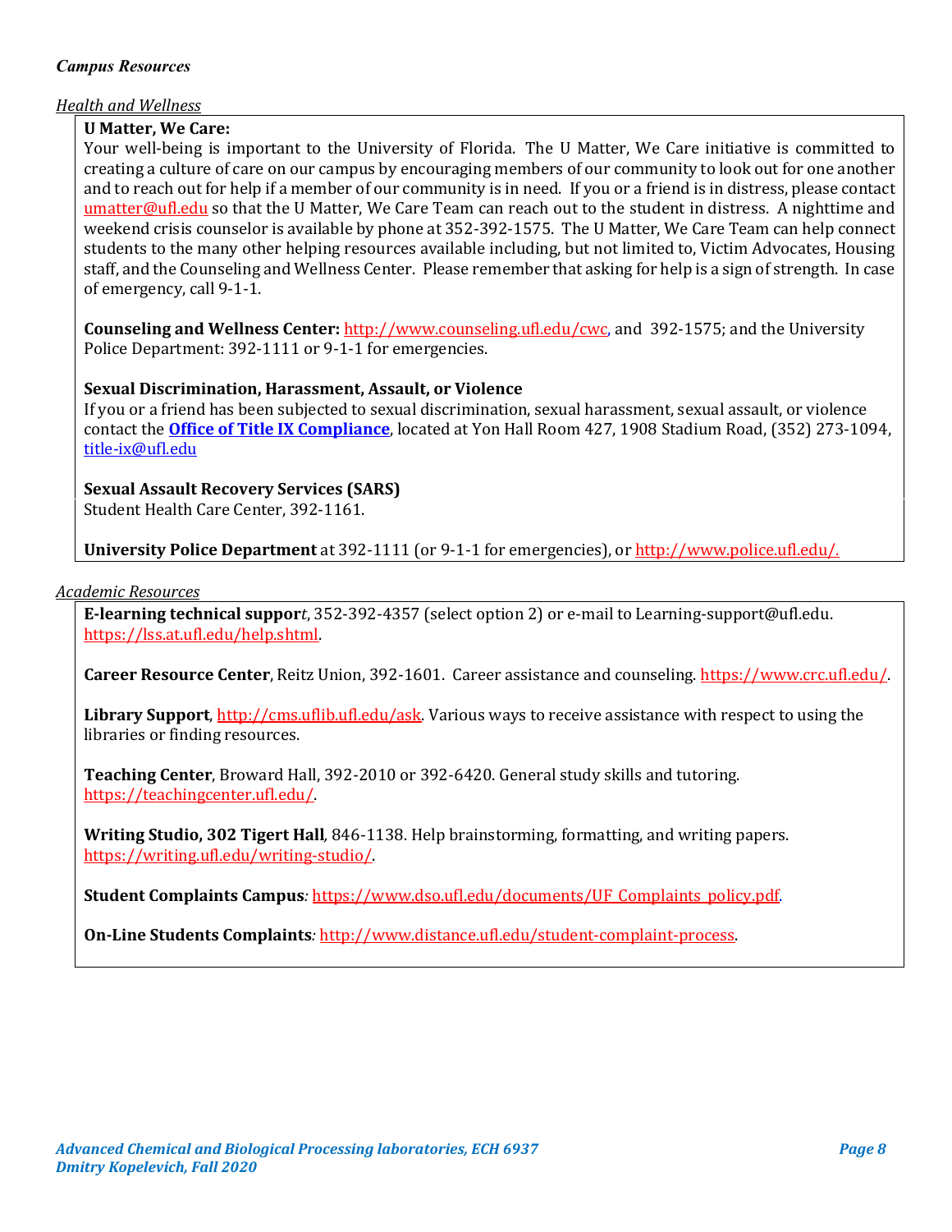***Campus Resources***

*Health and Wellness*

**U Matter, We Care:**
Your well-being is important to the University of Florida. The U Matter, We Care initiative is committed to creating a culture of care on our campus by encouraging members of our community to look out for one another and to reach out for help if a member of our community is in need. If you or a friend is in distress, please contact umatter@ufl.edu so that the U Matter, We Care Team can reach out to the student in distress. A nighttime and weekend crisis counselor is available by phone at 352-392-1575. The U Matter, We Care Team can help connect students to the many other helping resources available including, but not limited to, Victim Advocates, Housing staff, and the Counseling and Wellness Center. Please remember that asking for help is a sign of strength. In case of emergency, call 9-1-1.

**Counseling and Wellness Center:** http://www.counseling.ufl.edu/cwc, and 392-1575; and the University Police Department: 392-1111 or 9-1-1 for emergencies.

**Sexual Discrimination, Harassment, Assault, or Violence**
If you or a friend has been subjected to sexual discrimination, sexual harassment, sexual assault, or violence contact the **Office of Title IX Compliance**, located at Yon Hall Room 427, 1908 Stadium Road, (352) 273-1094, title-ix@ufl.edu

**Sexual Assault Recovery Services (SARS)**
Student Health Care Center, 392-1161.

**University Police Department** at 392-1111 (or 9-1-1 for emergencies), or http://www.police.ufl.edu/.

*Academic Resources*

**E-learning technical support**, 352-392-4357 (select option 2) or e-mail to Learning-support@ufl.edu. https://lss.at.ufl.edu/help.shtml.

**Career Resource Center**, Reitz Union, 392-1601. Career assistance and counseling. https://www.crc.ufl.edu/.

**Library Support**, http://cms.uflib.ufl.edu/ask. Various ways to receive assistance with respect to using the libraries or finding resources.

**Teaching Center**, Broward Hall, 392-2010 or 392-6420. General study skills and tutoring. https://teachingcenter.ufl.edu/.

**Writing Studio, 302 Tigert Hall**, 846-1138. Help brainstorming, formatting, and writing papers. https://writing.ufl.edu/writing-studio/.

**Student Complaints Campus***:* https://www.dso.ufl.edu/documents/UF_Complaints_policy.pdf.

**On-Line Students Complaints***:* http://www.distance.ufl.edu/student-complaint-process.